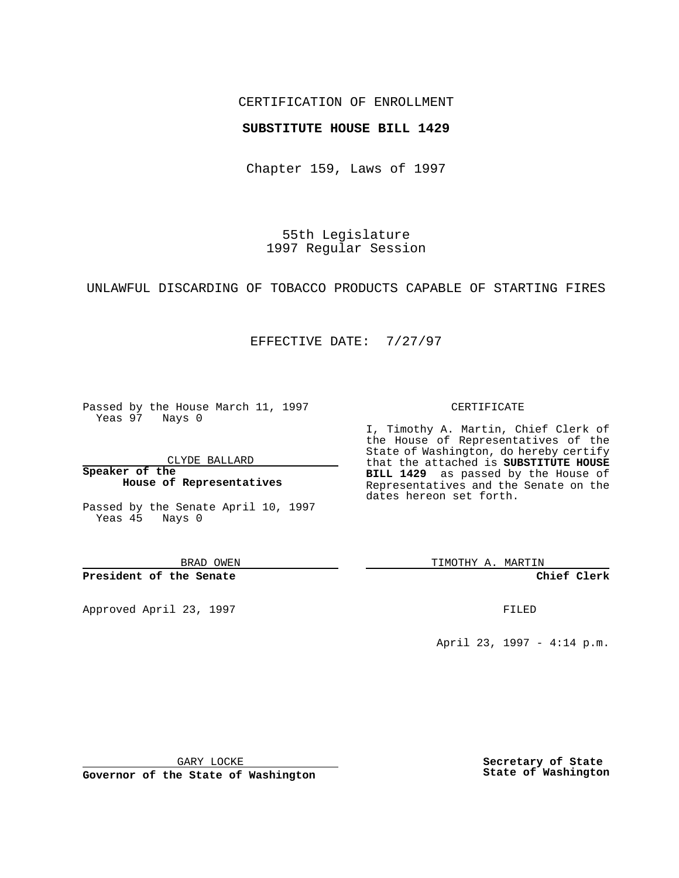CERTIFICATION OF ENROLLMENT

**SUBSTITUTE HOUSE BILL 1429**

Chapter 159, Laws of 1997

55th Legislature
1997 Regular Session

UNLAWFUL DISCARDING OF TOBACCO PRODUCTS CAPABLE OF STARTING FIRES

EFFECTIVE DATE: 7/27/97

Passed by the House March 11, 1997
Yeas 97 Nays 0

CLYDE BALLARD

**Speaker of the House of Representatives**

Passed by the Senate April 10, 1997
Yeas 45 Nays 0

BRAD OWEN

**President of the Senate**

Approved April 23, 1997

GARY LOCKE

**Governor of the State of Washington**

CERTIFICATE

I, Timothy A. Martin, Chief Clerk of the House of Representatives of the State of Washington, do hereby certify that the attached is **SUBSTITUTE HOUSE BILL 1429** as passed by the House of Representatives and the Senate on the dates hereon set forth.

TIMOTHY A. MARTIN

**Chief Clerk**

FILED

April 23, 1997 - 4:14 p.m.

**Secretary of State**
**State of Washington**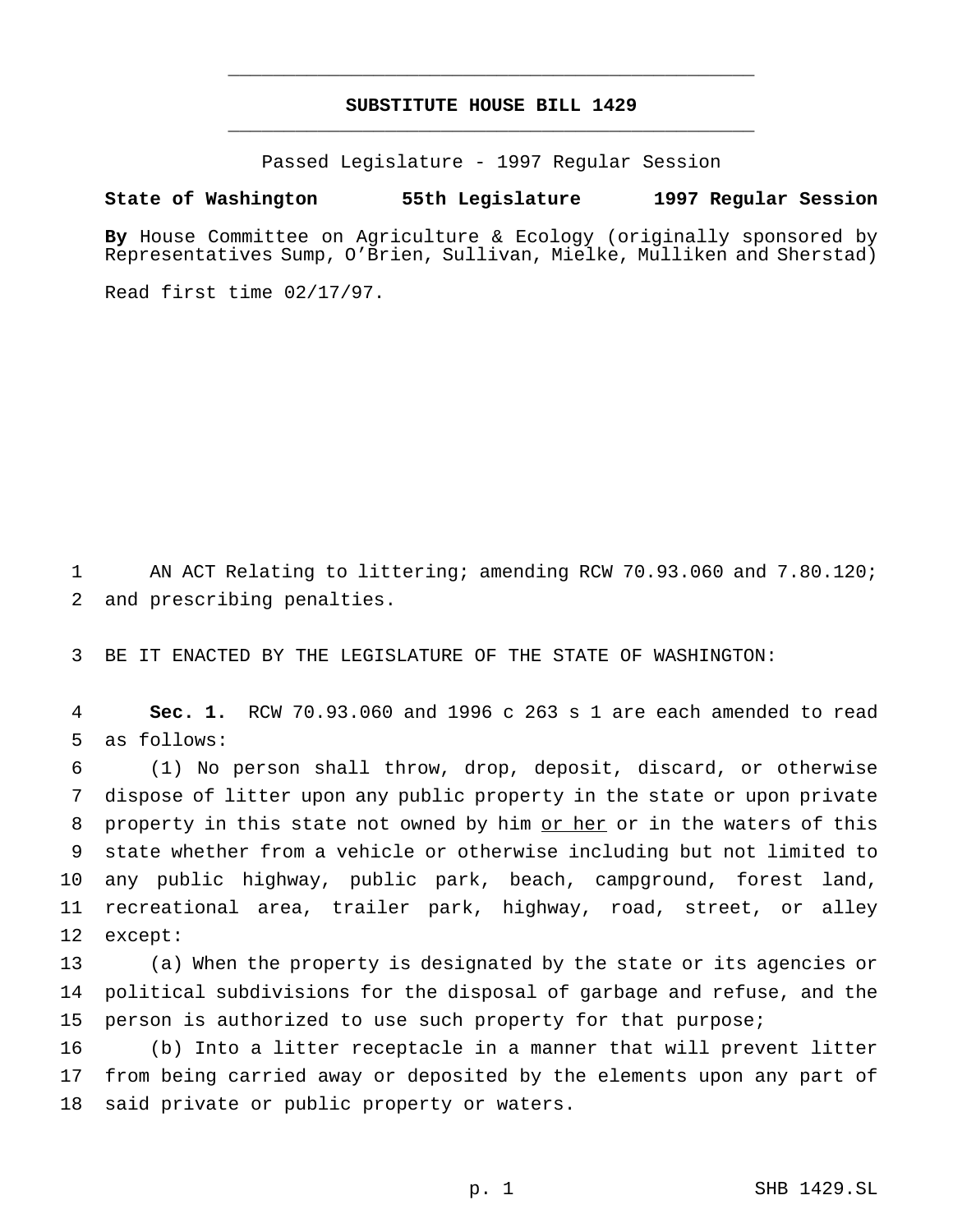# SUBSTITUTE HOUSE BILL 1429

Passed Legislature - 1997 Regular Session

**State of Washington 55th Legislature 1997 Regular Session**

**By** House Committee on Agriculture & Ecology (originally sponsored by Representatives Sump, O'Brien, Sullivan, Mielke, Mulliken and Sherstad)

Read first time 02/17/97.

AN ACT Relating to littering; amending RCW 70.93.060 and 7.80.120; and prescribing penalties.

BE IT ENACTED BY THE LEGISLATURE OF THE STATE OF WASHINGTON:

**Sec. 1.** RCW 70.93.060 and 1996 c 263 s 1 are each amended to read as follows:

(1) No person shall throw, drop, deposit, discard, or otherwise dispose of litter upon any public property in the state or upon private property in this state not owned by him <u>or her</u> or in the waters of this state whether from a vehicle or otherwise including but not limited to any public highway, public park, beach, campground, forest land, recreational area, trailer park, highway, road, street, or alley except:

(a) When the property is designated by the state or its agencies or political subdivisions for the disposal of garbage and refuse, and the person is authorized to use such property for that purpose;

(b) Into a litter receptacle in a manner that will prevent litter from being carried away or deposited by the elements upon any part of said private or public property or waters.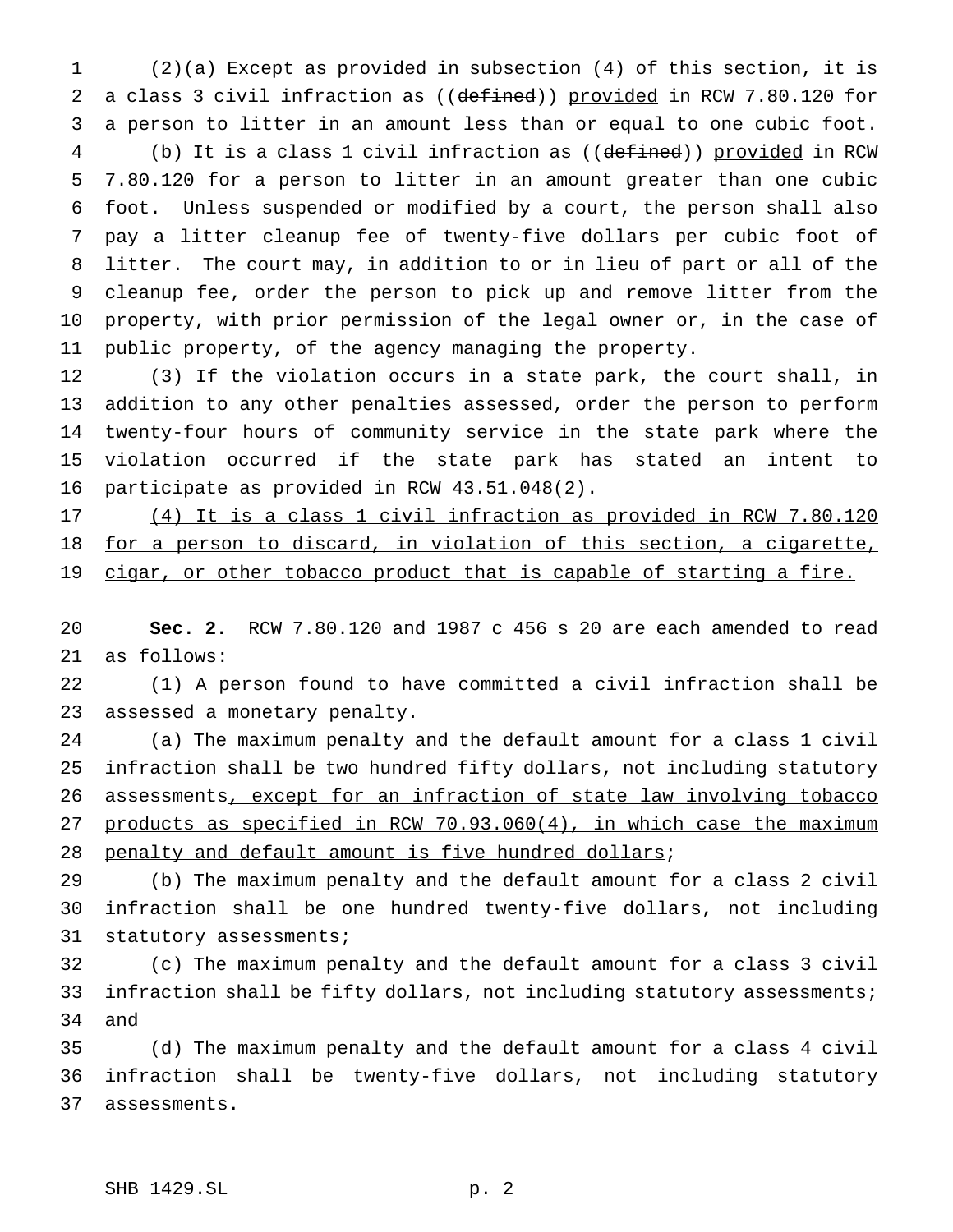(2)(a) Except as provided in subsection (4) of this section, it is a class 3 civil infraction as ((defined)) provided in RCW 7.80.120 for a person to litter in an amount less than or equal to one cubic foot.

(b) It is a class 1 civil infraction as ((defined)) provided in RCW 7.80.120 for a person to litter in an amount greater than one cubic foot. Unless suspended or modified by a court, the person shall also pay a litter cleanup fee of twenty-five dollars per cubic foot of litter. The court may, in addition to or in lieu of part or all of the cleanup fee, order the person to pick up and remove litter from the property, with prior permission of the legal owner or, in the case of public property, of the agency managing the property.

(3) If the violation occurs in a state park, the court shall, in addition to any other penalties assessed, order the person to perform twenty-four hours of community service in the state park where the violation occurred if the state park has stated an intent to participate as provided in RCW 43.51.048(2).

(4) It is a class 1 civil infraction as provided in RCW 7.80.120 for a person to discard, in violation of this section, a cigarette, cigar, or other tobacco product that is capable of starting a fire.

**Sec. 2.** RCW 7.80.120 and 1987 c 456 s 20 are each amended to read as follows:

(1) A person found to have committed a civil infraction shall be assessed a monetary penalty.

(a) The maximum penalty and the default amount for a class 1 civil infraction shall be two hundred fifty dollars, not including statutory assessments, except for an infraction of state law involving tobacco products as specified in RCW 70.93.060(4), in which case the maximum penalty and default amount is five hundred dollars;

(b) The maximum penalty and the default amount for a class 2 civil infraction shall be one hundred twenty-five dollars, not including statutory assessments;

(c) The maximum penalty and the default amount for a class 3 civil infraction shall be fifty dollars, not including statutory assessments; and

(d) The maximum penalty and the default amount for a class 4 civil infraction shall be twenty-five dollars, not including statutory assessments.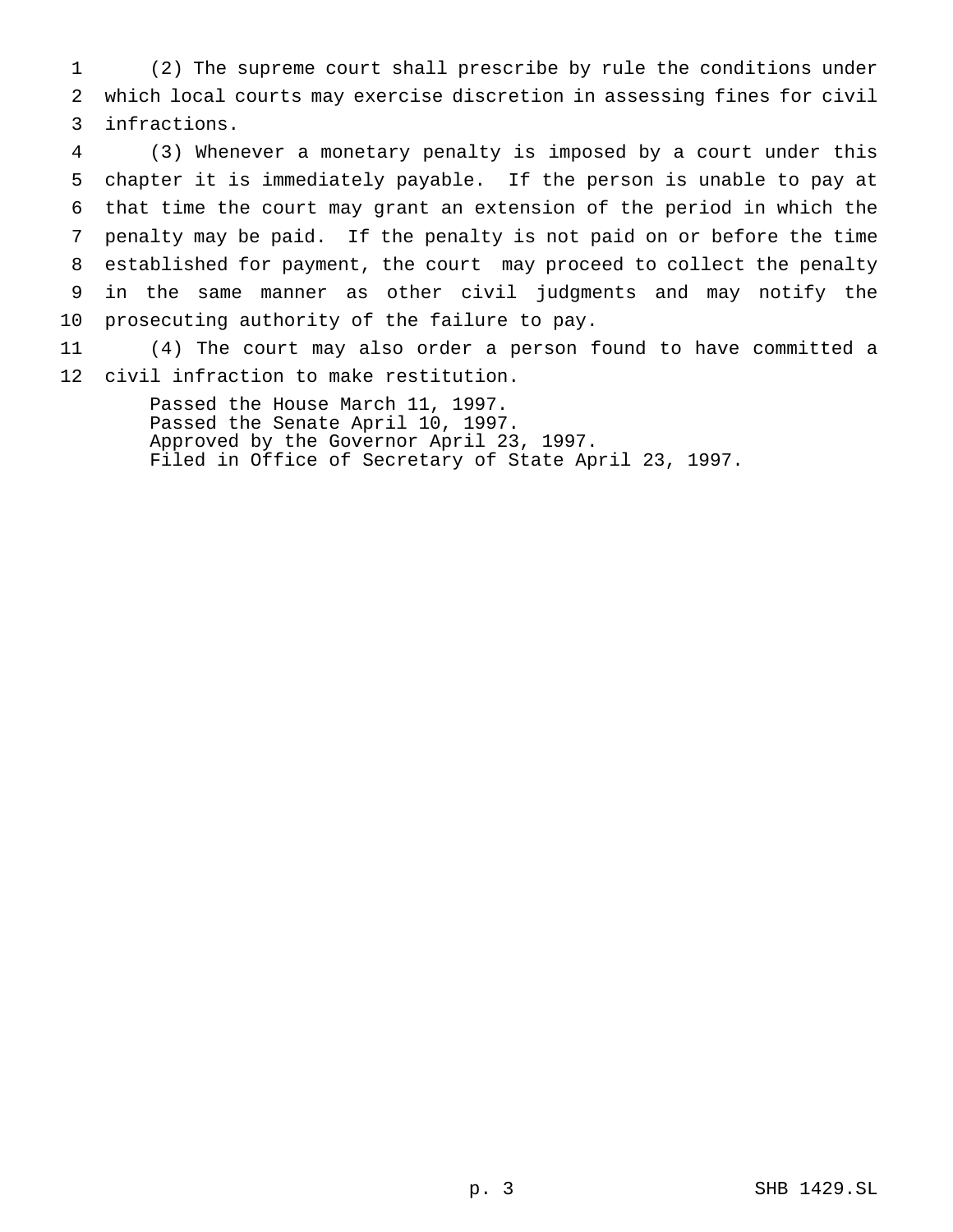(2) The supreme court shall prescribe by rule the conditions under which local courts may exercise discretion in assessing fines for civil infractions.

(3) Whenever a monetary penalty is imposed by a court under this chapter it is immediately payable. If the person is unable to pay at that time the court may grant an extension of the period in which the penalty may be paid. If the penalty is not paid on or before the time established for payment, the court may proceed to collect the penalty in the same manner as other civil judgments and may notify the prosecuting authority of the failure to pay.

(4) The court may also order a person found to have committed a civil infraction to make restitution.

Passed the House March 11, 1997.
Passed the Senate April 10, 1997.
Approved by the Governor April 23, 1997.
Filed in Office of Secretary of State April 23, 1997.